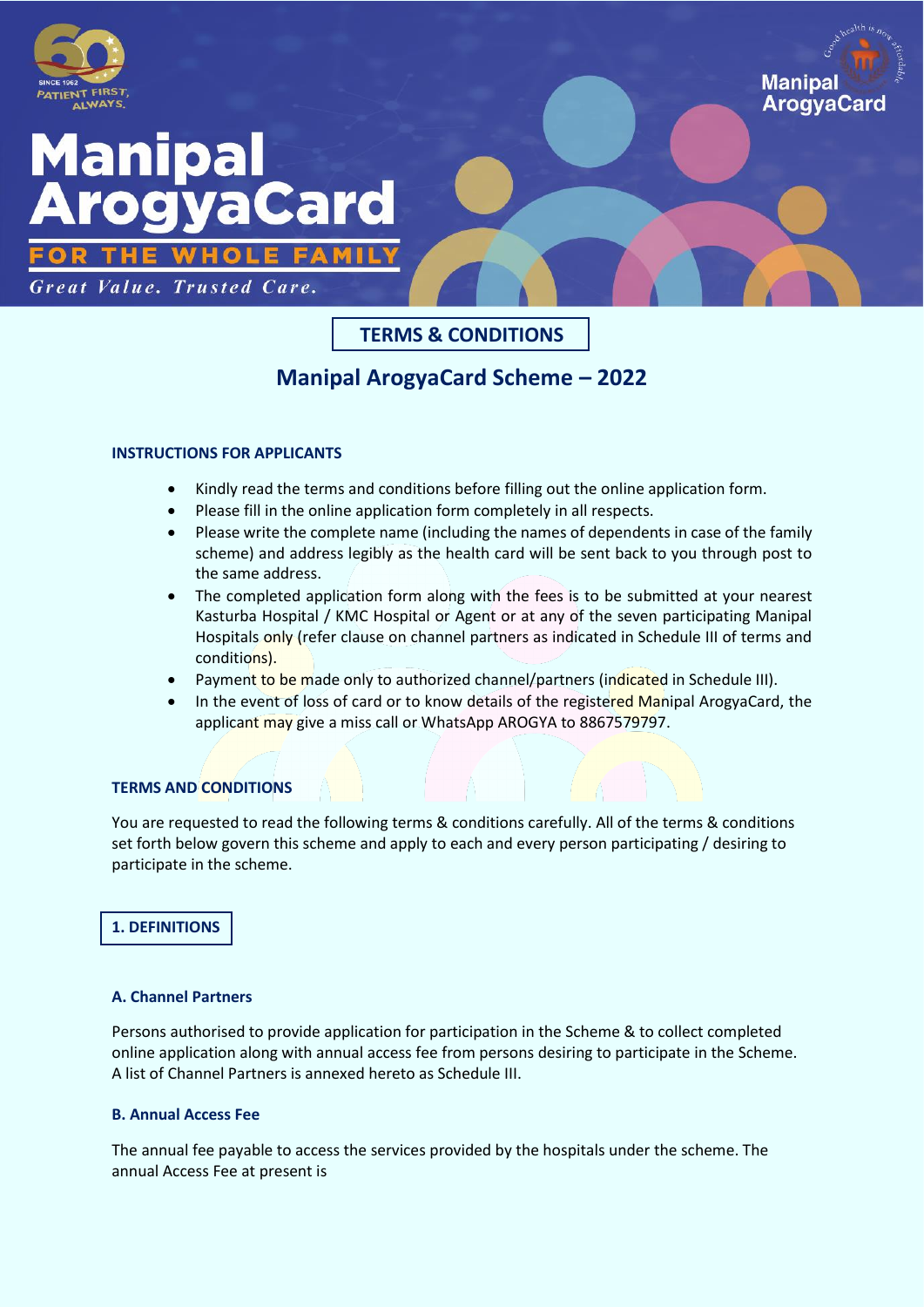# Manipal ArogyaCard

**FOR THE WHOLE FAMILY**

*Great Value. Trusted Care.*

## TERMS & CONDITIONS

## Manipal ArogyaCard Scheme – 2022

### INSTRUCTIONS FOR APPLICANTS

- Kindly read the terms and conditions before filling out the online application form.
- Please fill in the online application form completely in all respects.
- Please write the complete name (including the names of dependents in case of the family scheme) and address legibly as the health card will be sent back to you through post to the same address.
- The completed application form along with the fees is to be submitted at your nearest Kasturba Hospital / KMC Hospital or Agent or at any of the seven participating Manipal Hospitals only (refer clause on channel partners as indicated in Schedule III of terms and conditions).
- Payment to be made only to authorized channel/partners (indicated in Schedule III).
- In the event of loss of card or to know details of the registered Manipal ArogyaCard, the applicant may give a miss call or WhatsApp AROGYA to 8867579797.

### TERMS AND CONDITIONS

You are requested to read the following terms & conditions carefully. All of the terms & conditions set forth below govern this scheme and apply to each and every person participating / desiring to participate in the scheme.

### 1. DEFINITIONS

#### A. Channel Partners

Persons authorised to provide application for participation in the Scheme & to collect completed online application along with annual access fee from persons desiring to participate in the Scheme. A list of Channel Partners is annexed hereto as Schedule III.

#### B. Annual Access Fee

The annual fee payable to access the services provided by the hospitals under the scheme. The annual Access Fee at present is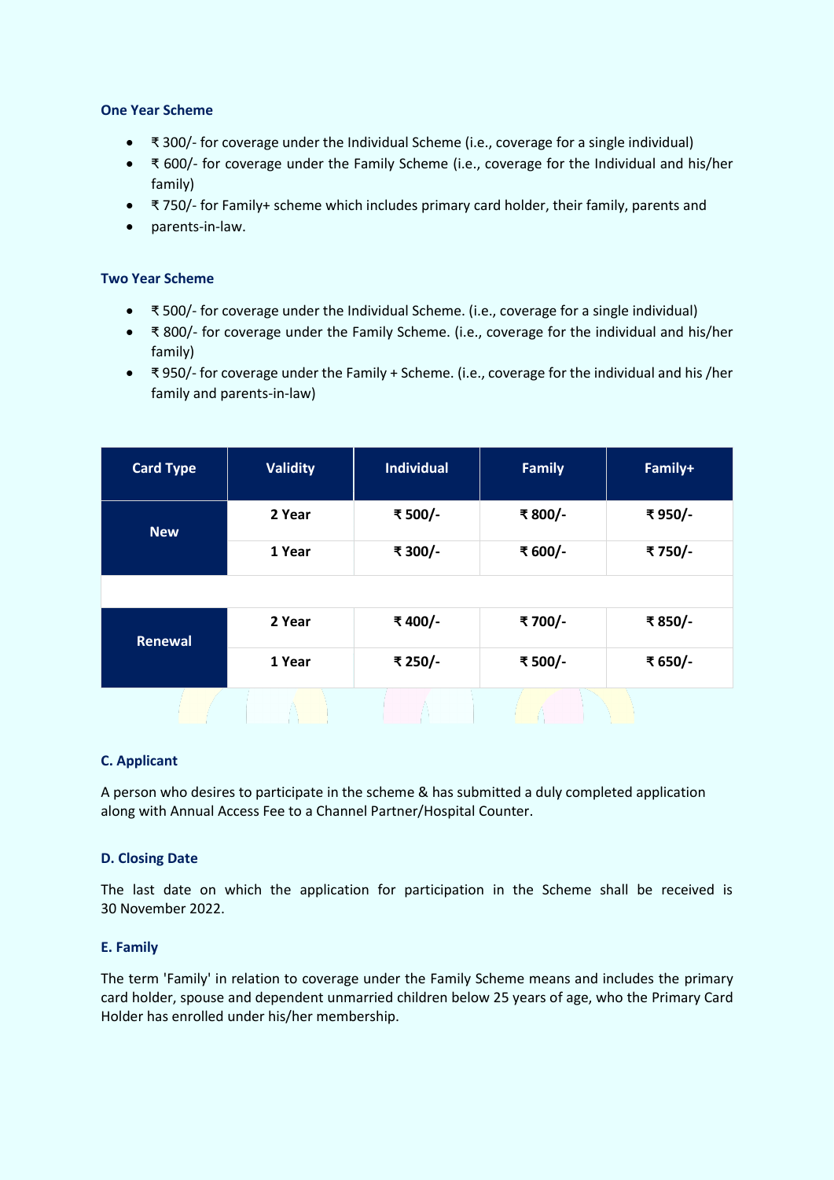### One Year Scheme

- ₹ 300/- for coverage under the Individual Scheme (i.e., coverage for a single individual)
- ₹ 600/- for coverage under the Family Scheme (i.e., coverage for the Individual and his/her family)
- ₹ 750/- for Family+ scheme which includes primary card holder, their family, parents and
- parents-in-law.

### Two Year Scheme

- ₹ 500/- for coverage under the Individual Scheme. (i.e., coverage for a single individual)
- ₹ 800/- for coverage under the Family Scheme. (i.e., coverage for the individual and his/her family)
- ₹ 950/- for coverage under the Family + Scheme. (i.e., coverage for the individual and his /her family and parents-in-law)

| Card Type | Validity | Individual | Family | Family+ |
|---|---|---|---|---|
| New | 2 Year | ₹ 500/- | ₹ 800/- | ₹ 950/- |
| | 1 Year | ₹ 300/- | ₹ 600/- | ₹ 750/- |
| Renewal | 2 Year | ₹ 400/- | ₹ 700/- | ₹ 850/- |
| | 1 Year | ₹ 250/- | ₹ 500/- | ₹ 650/- |

### C. Applicant

A person who desires to participate in the scheme & has submitted a duly completed application along with Annual Access Fee to a Channel Partner/Hospital Counter.

### D. Closing Date

The last date on which the application for participation in the Scheme shall be received is 30 November 2022.

### E. Family

The term 'Family' in relation to coverage under the Family Scheme means and includes the primary card holder, spouse and dependent unmarried children below 25 years of age, who the Primary Card Holder has enrolled under his/her membership.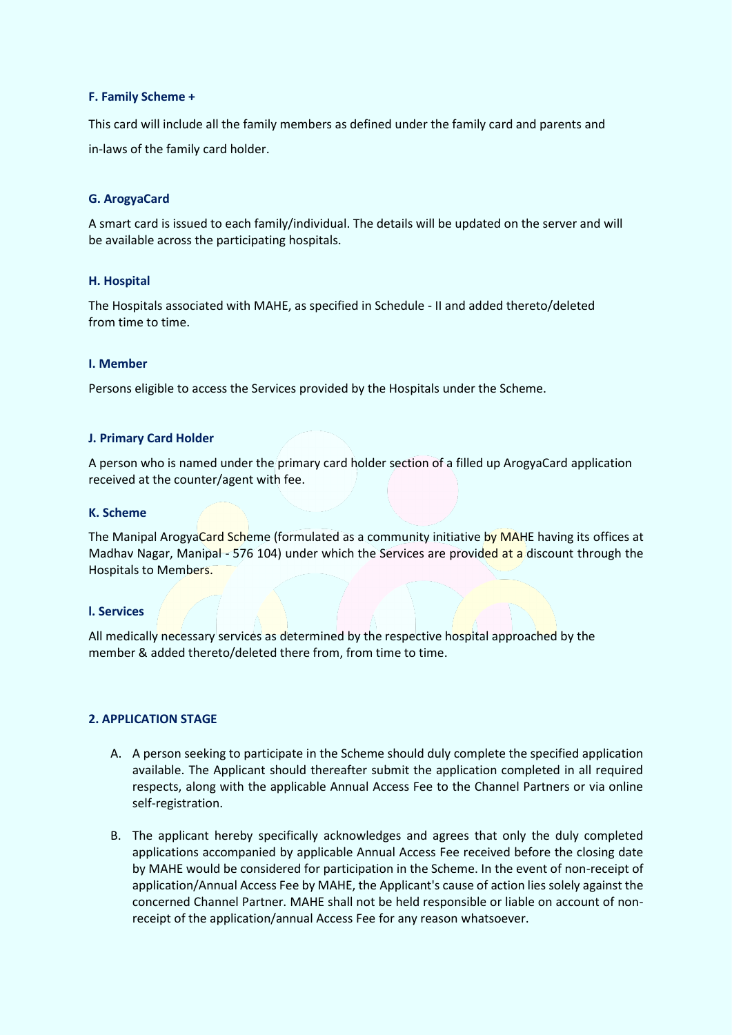#### F. Family Scheme +

This card will include all the family members as defined under the family card and parents and in-laws of the family card holder.

#### G. ArogyaCard

A smart card is issued to each family/individual. The details will be updated on the server and will be available across the participating hospitals.

#### H. Hospital

The Hospitals associated with MAHE, as specified in Schedule - II and added thereto/deleted from time to time.

#### I. Member

Persons eligible to access the Services provided by the Hospitals under the Scheme.

#### J. Primary Card Holder

A person who is named under the primary card holder section of a filled up ArogyaCard application received at the counter/agent with fee.

#### K. Scheme

The Manipal ArogyaCard Scheme (formulated as a community initiative by MAHE having its offices at Madhav Nagar, Manipal - 576 104) under which the Services are provided at a discount through the Hospitals to Members.

#### l. Services

All medically necessary services as determined by the respective hospital approached by the member & added thereto/deleted there from, from time to time.

### 2. APPLICATION STAGE

A. A person seeking to participate in the Scheme should duly complete the specified application available. The Applicant should thereafter submit the application completed in all required respects, along with the applicable Annual Access Fee to the Channel Partners or via online self-registration.

B. The applicant hereby specifically acknowledges and agrees that only the duly completed applications accompanied by applicable Annual Access Fee received before the closing date by MAHE would be considered for participation in the Scheme. In the event of non-receipt of application/Annual Access Fee by MAHE, the Applicant's cause of action lies solely against the concerned Channel Partner. MAHE shall not be held responsible or liable on account of non-receipt of the application/annual Access Fee for any reason whatsoever.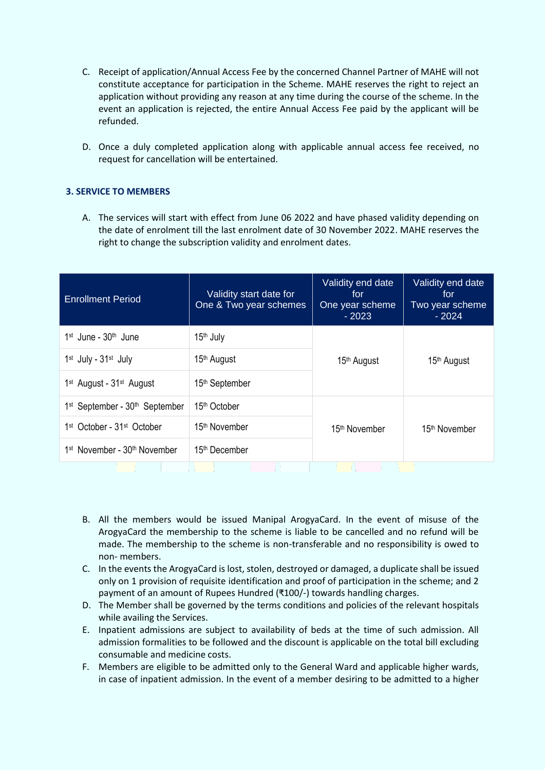C. Receipt of application/Annual Access Fee by the concerned Channel Partner of MAHE will not constitute acceptance for participation in the Scheme. MAHE reserves the right to reject an application without providing any reason at any time during the course of the scheme. In the event an application is rejected, the entire Annual Access Fee paid by the applicant will be refunded.

D. Once a duly completed application along with applicable annual access fee received, no request for cancellation will be entertained.

### 3. SERVICE TO MEMBERS

A. The services will start with effect from June 06 2022 and have phased validity depending on the date of enrolment till the last enrolment date of 30 November 2022. MAHE reserves the right to change the subscription validity and enrolment dates.

| Enrollment Period | Validity start date for One & Two year schemes | Validity end date for One year scheme - 2023 | Validity end date for Two year scheme - 2024 |
|---|---|---|---|
| 1st June - 30th June | 15th July | 15th August | 15th August |
| 1st July - 31st July | 15th August | | |
| 1st August - 31st August | 15th September | | |
| 1st September - 30th September | 15th October | 15th November | 15th November |
| 1st October - 31st October | 15th November | | |
| 1st November - 30th November | 15th December | | |

B. All the members would be issued Manipal ArogyaCard. In the event of misuse of the ArogyaCard the membership to the scheme is liable to be cancelled and no refund will be made. The membership to the scheme is non-transferable and no responsibility is owed to non- members.

C. In the events the ArogyaCard is lost, stolen, destroyed or damaged, a duplicate shall be issued only on 1 provision of requisite identification and proof of participation in the scheme; and 2 payment of an amount of Rupees Hundred (₹100/-) towards handling charges.

D. The Member shall be governed by the terms conditions and policies of the relevant hospitals while availing the Services.

E. Inpatient admissions are subject to availability of beds at the time of such admission. All admission formalities to be followed and the discount is applicable on the total bill excluding consumable and medicine costs.

F. Members are eligible to be admitted only to the General Ward and applicable higher wards, in case of inpatient admission. In the event of a member desiring to be admitted to a higher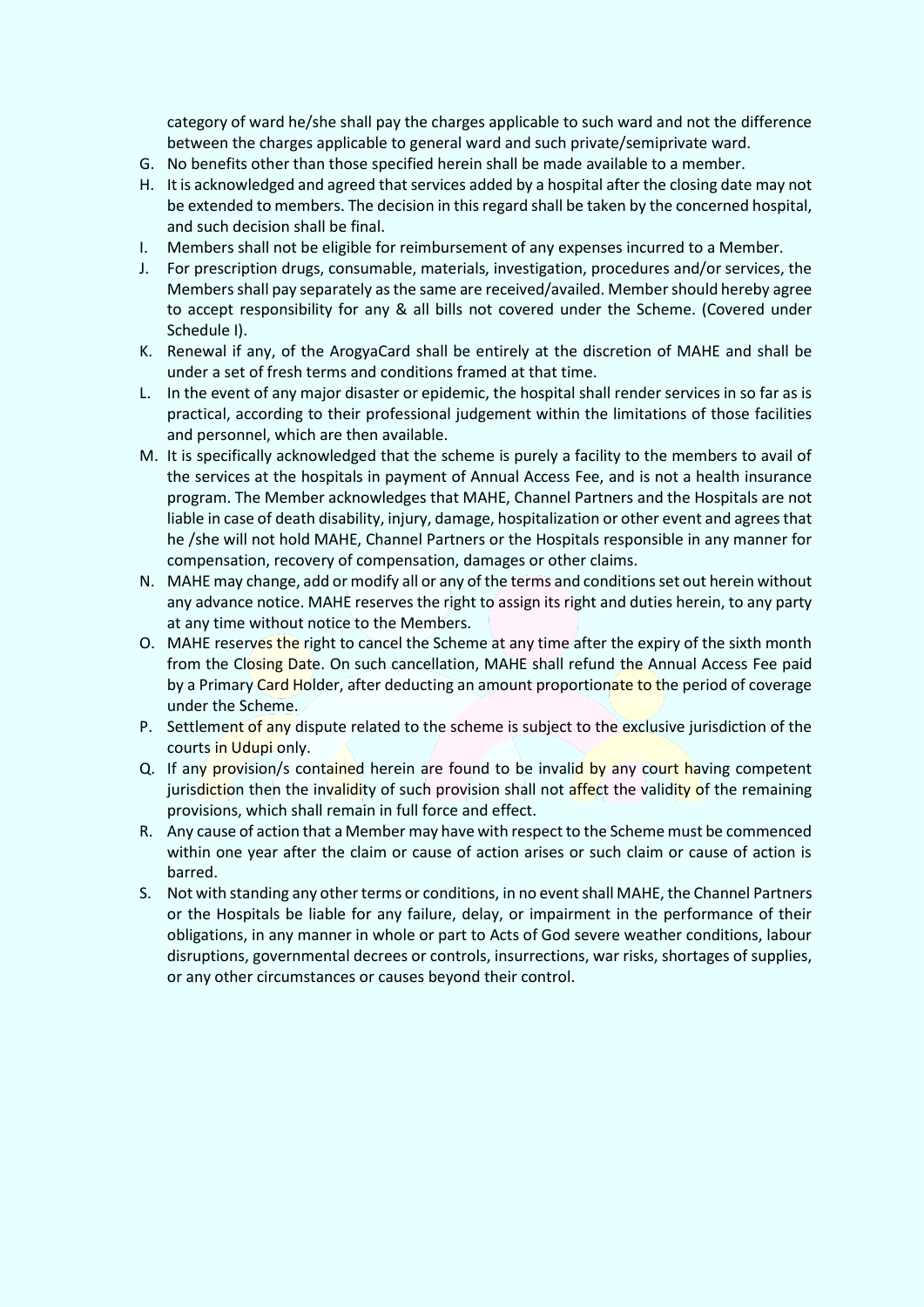category of ward he/she shall pay the charges applicable to such ward and not the difference between the charges applicable to general ward and such private/semiprivate ward.

G. No benefits other than those specified herein shall be made available to a member.

H. It is acknowledged and agreed that services added by a hospital after the closing date may not be extended to members. The decision in this regard shall be taken by the concerned hospital, and such decision shall be final.

I. Members shall not be eligible for reimbursement of any expenses incurred to a Member.

J. For prescription drugs, consumable, materials, investigation, procedures and/or services, the Members shall pay separately as the same are received/availed. Member should hereby agree to accept responsibility for any & all bills not covered under the Scheme. (Covered under Schedule I).

K. Renewal if any, of the ArogyaCard shall be entirely at the discretion of MAHE and shall be under a set of fresh terms and conditions framed at that time.

L. In the event of any major disaster or epidemic, the hospital shall render services in so far as is practical, according to their professional judgement within the limitations of those facilities and personnel, which are then available.

M. It is specifically acknowledged that the scheme is purely a facility to the members to avail of the services at the hospitals in payment of Annual Access Fee, and is not a health insurance program. The Member acknowledges that MAHE, Channel Partners and the Hospitals are not liable in case of death disability, injury, damage, hospitalization or other event and agrees that he /she will not hold MAHE, Channel Partners or the Hospitals responsible in any manner for compensation, recovery of compensation, damages or other claims.

N. MAHE may change, add or modify all or any of the terms and conditions set out herein without any advance notice. MAHE reserves the right to assign its right and duties herein, to any party at any time without notice to the Members.

O. MAHE reserves the right to cancel the Scheme at any time after the expiry of the sixth month from the Closing Date. On such cancellation, MAHE shall refund the Annual Access Fee paid by a Primary Card Holder, after deducting an amount proportionate to the period of coverage under the Scheme.

P. Settlement of any dispute related to the scheme is subject to the exclusive jurisdiction of the courts in Udupi only.

Q. If any provision/s contained herein are found to be invalid by any court having competent jurisdiction then the invalidity of such provision shall not affect the validity of the remaining provisions, which shall remain in full force and effect.

R. Any cause of action that a Member may have with respect to the Scheme must be commenced within one year after the claim or cause of action arises or such claim or cause of action is barred.

S. Not with standing any other terms or conditions, in no event shall MAHE, the Channel Partners or the Hospitals be liable for any failure, delay, or impairment in the performance of their obligations, in any manner in whole or part to Acts of God severe weather conditions, labour disruptions, governmental decrees or controls, insurrections, war risks, shortages of supplies, or any other circumstances or causes beyond their control.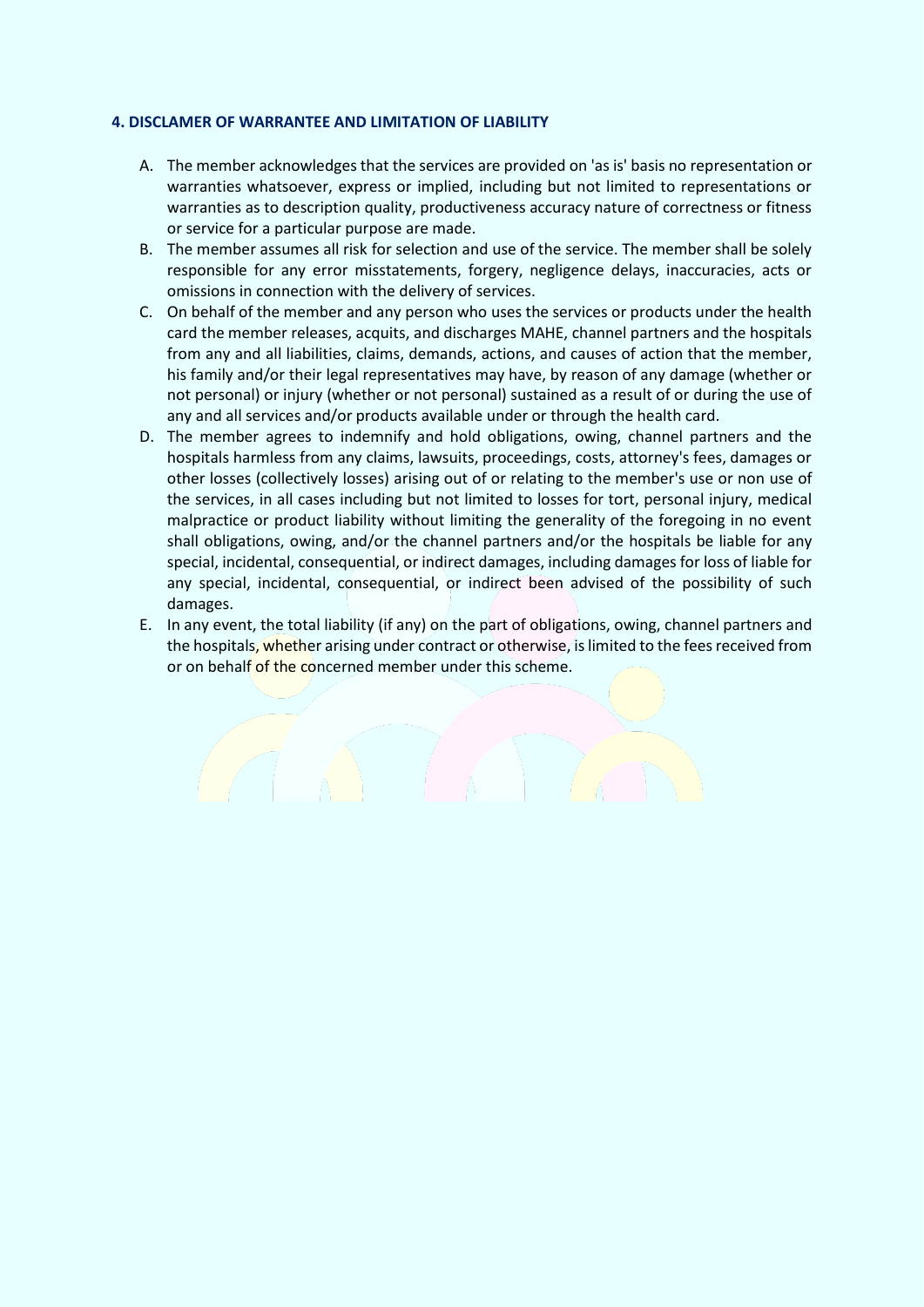#### 4. DISCLAMER OF WARRANTEE AND LIMITATION OF LIABILITY

A. The member acknowledges that the services are provided on 'as is' basis no representation or warranties whatsoever, express or implied, including but not limited to representations or warranties as to description quality, productiveness accuracy nature of correctness or fitness or service for a particular purpose are made.

B. The member assumes all risk for selection and use of the service. The member shall be solely responsible for any error misstatements, forgery, negligence delays, inaccuracies, acts or omissions in connection with the delivery of services.

C. On behalf of the member and any person who uses the services or products under the health card the member releases, acquits, and discharges MAHE, channel partners and the hospitals from any and all liabilities, claims, demands, actions, and causes of action that the member, his family and/or their legal representatives may have, by reason of any damage (whether or not personal) or injury (whether or not personal) sustained as a result of or during the use of any and all services and/or products available under or through the health card.

D. The member agrees to indemnify and hold obligations, owing, channel partners and the hospitals harmless from any claims, lawsuits, proceedings, costs, attorney's fees, damages or other losses (collectively losses) arising out of or relating to the member's use or non use of the services, in all cases including but not limited to losses for tort, personal injury, medical malpractice or product liability without limiting the generality of the foregoing in no event shall obligations, owing, and/or the channel partners and/or the hospitals be liable for any special, incidental, consequential, or indirect damages, including damages for loss of liable for any special, incidental, consequential, or indirect been advised of the possibility of such damages.

E. In any event, the total liability (if any) on the part of obligations, owing, channel partners and the hospitals, whether arising under contract or otherwise, is limited to the fees received from or on behalf of the concerned member under this scheme.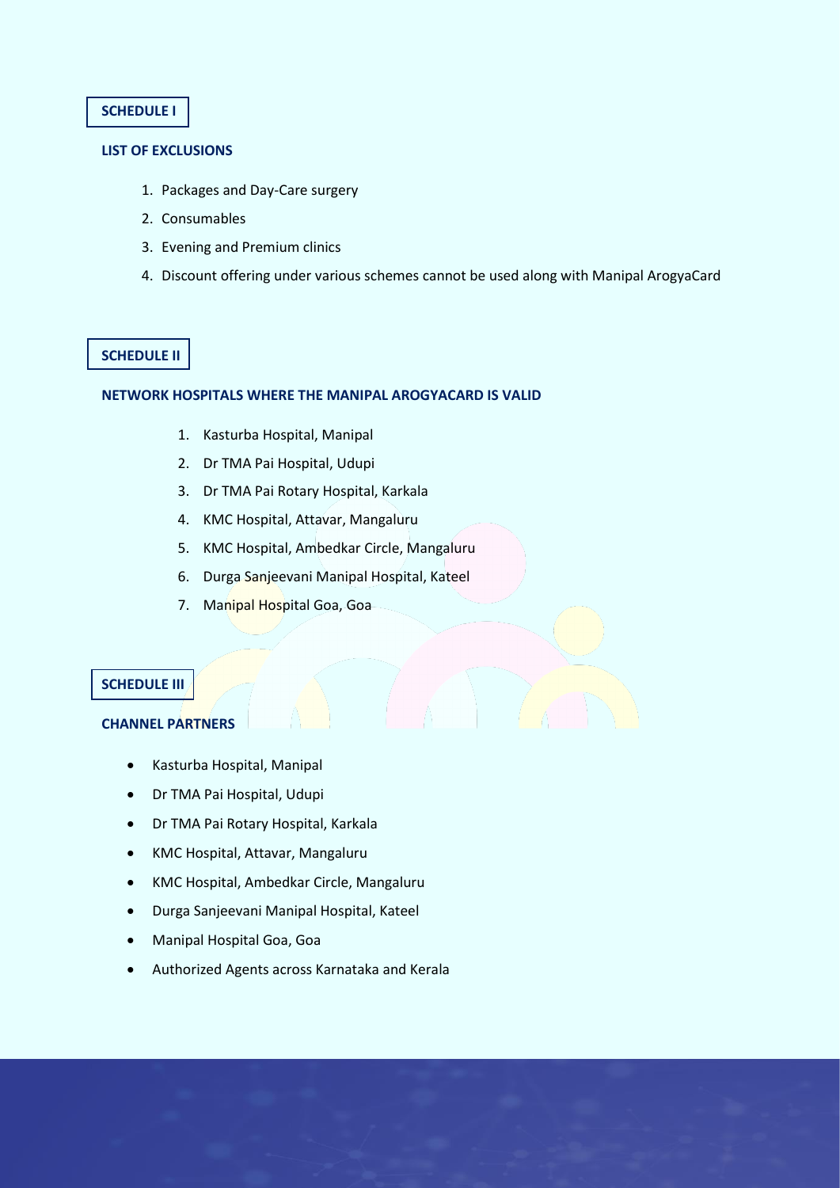## SCHEDULE I

### LIST OF EXCLUSIONS

1. Packages and Day-Care surgery
2. Consumables
3. Evening and Premium clinics
4. Discount offering under various schemes cannot be used along with Manipal ArogyaCard

## SCHEDULE II

### NETWORK HOSPITALS WHERE THE MANIPAL AROGYACARD IS VALID

1. Kasturba Hospital, Manipal
2. Dr TMA Pai Hospital, Udupi
3. Dr TMA Pai Rotary Hospital, Karkala
4. KMC Hospital, Attavar, Mangaluru
5. KMC Hospital, Ambedkar Circle, Mangaluru
6. Durga Sanjeevani Manipal Hospital, Kateel
7. Manipal Hospital Goa, Goa

## SCHEDULE III

### CHANNEL PARTNERS

- Kasturba Hospital, Manipal
- Dr TMA Pai Hospital, Udupi
- Dr TMA Pai Rotary Hospital, Karkala
- KMC Hospital, Attavar, Mangaluru
- KMC Hospital, Ambedkar Circle, Mangaluru
- Durga Sanjeevani Manipal Hospital, Kateel
- Manipal Hospital Goa, Goa
- Authorized Agents across Karnataka and Kerala